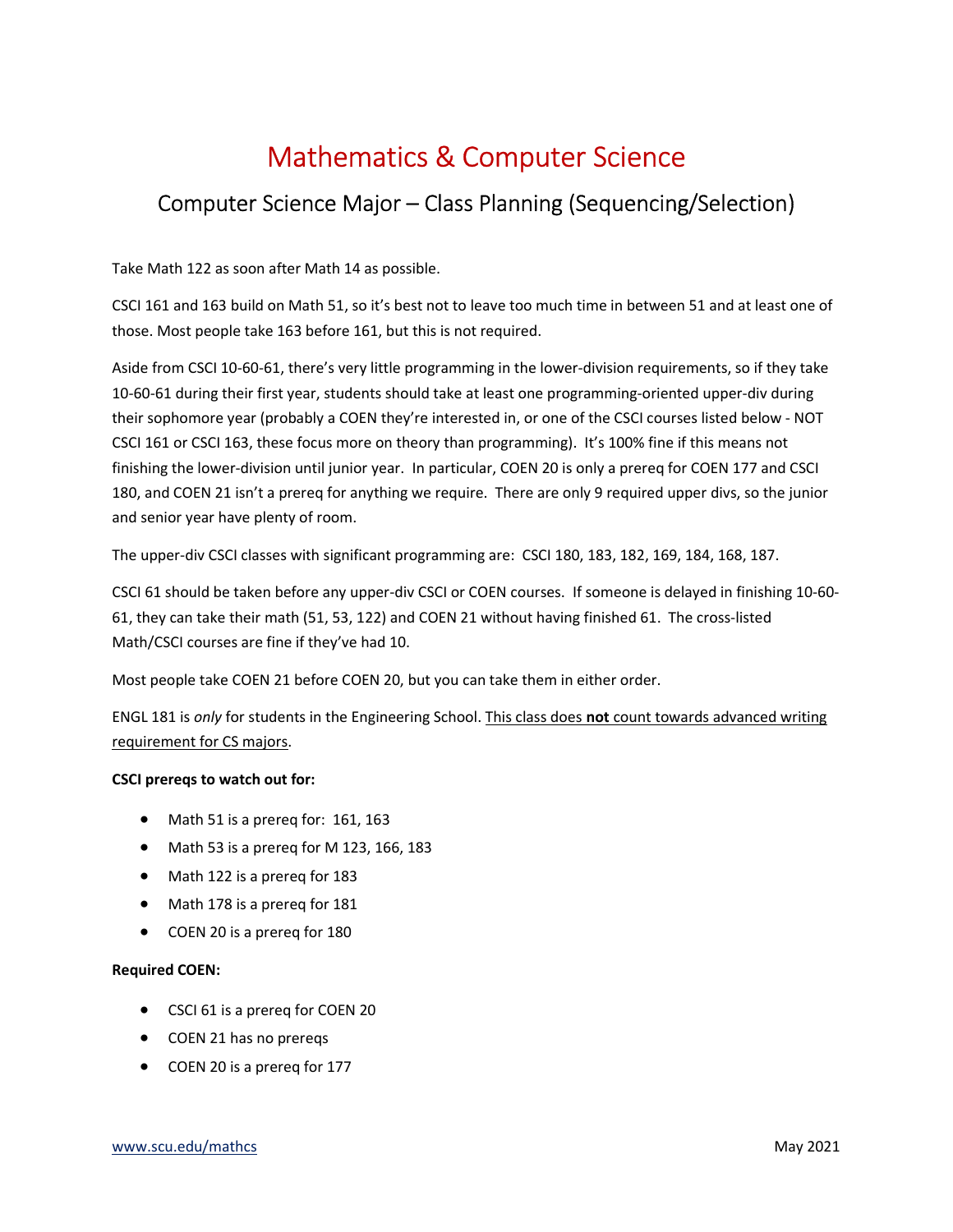# Mathematics & Computer Science

## Computer Science Major – Class Planning (Sequencing/Selection)

Take Math 122 as soon after Math 14 as possible.

CSCI 161 and 163 build on Math 51, so it's best not to leave too much time in between 51 and at least one of those. Most people take 163 before 161, but this is not required.

Aside from CSCI 10-60-61, there's very little programming in the lower-division requirements, so if they take 10-60-61 during their first year, students should take at least one programming-oriented upper-div during their sophomore year (probably a COEN they're interested in, or one of the CSCI courses listed below - NOT CSCI 161 or CSCI 163, these focus more on theory than programming). It's 100% fine if this means not finishing the lower-division until junior year. In particular, COEN 20 is only a prereq for COEN 177 and CSCI 180, and COEN 21 isn't a prereq for anything we require. There are only 9 required upper divs, so the junior and senior year have plenty of room.

The upper-div CSCI classes with significant programming are: CSCI 180, 183, 182, 169, 184, 168, 187.

CSCI 61 should be taken before any upper-div CSCI or COEN courses. If someone is delayed in finishing 10-60-61, they can take their math (51, 53, 122) and COEN 21 without having finished 61. The cross-listed Math/CSCI courses are fine if they've had 10.

Most people take COEN 21 before COEN 20, but you can take them in either order.

ENGL 181 is *only* for students in the Engineering School. <u>This class does **not** count towards advanced writing requirement for CS majors</u>.

**CSCI prereqs to watch out for:**

- Math 51 is a prereq for: 161, 163
- Math 53 is a prereq for M 123, 166, 183
- Math 122 is a prereq for 183
- Math 178 is a prereq for 181
- COEN 20 is a prereq for 180

**Required COEN:**

- CSCI 61 is a prereq for COEN 20
- COEN 21 has no prereqs
- COEN 20 is a prereq for 177

[www.scu.edu/mathcs](http://www.scu.edu/mathcs) May 2021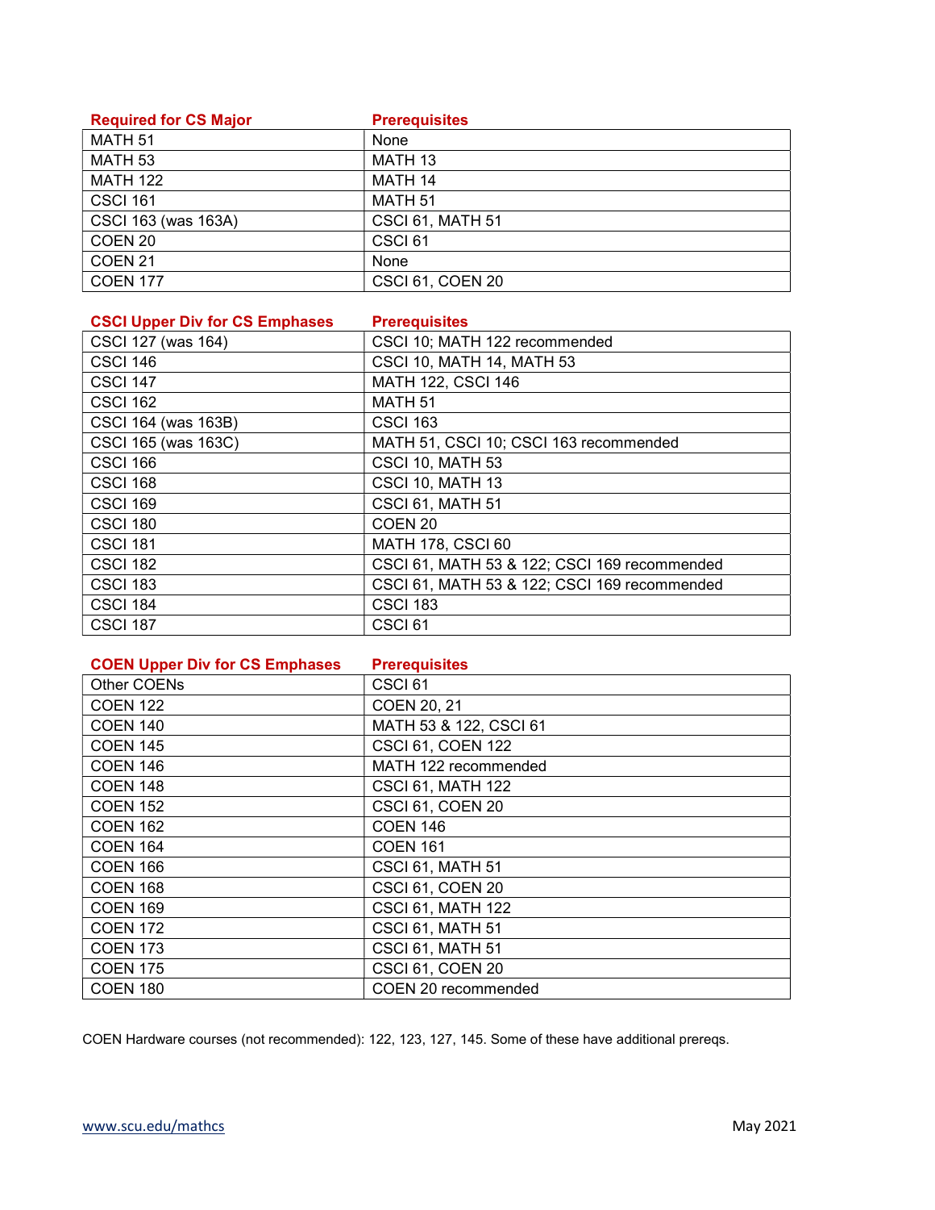| Required for CS Major | Prerequisites |
| --- | --- |
| MATH 51 | None |
| MATH 53 | MATH 13 |
| MATH 122 | MATH 14 |
| CSCI 161 | MATH 51 |
| CSCI 163 (was 163A) | CSCI 61, MATH 51 |
| COEN 20 | CSCI 61 |
| COEN 21 | None |
| COEN 177 | CSCI 61, COEN 20 |

| CSCI Upper Div for CS Emphases | Prerequisites |
| --- | --- |
| CSCI 127 (was 164) | CSCI 10; MATH 122 recommended |
| CSCI 146 | CSCI 10, MATH 14, MATH 53 |
| CSCI 147 | MATH 122, CSCI 146 |
| CSCI 162 | MATH 51 |
| CSCI 164 (was 163B) | CSCI 163 |
| CSCI 165 (was 163C) | MATH 51, CSCI 10; CSCI 163 recommended |
| CSCI 166 | CSCI 10, MATH 53 |
| CSCI 168 | CSCI 10, MATH 13 |
| CSCI 169 | CSCI 61, MATH 51 |
| CSCI 180 | COEN 20 |
| CSCI 181 | MATH 178, CSCI 60 |
| CSCI 182 | CSCI 61, MATH 53 & 122; CSCI 169 recommended |
| CSCI 183 | CSCI 61, MATH 53 & 122; CSCI 169 recommended |
| CSCI 184 | CSCI 183 |
| CSCI 187 | CSCI 61 |

| COEN Upper Div for CS Emphases | Prerequisites |
| --- | --- |
| Other COENs | CSCI 61 |
| COEN 122 | COEN 20, 21 |
| COEN 140 | MATH 53 & 122, CSCI 61 |
| COEN 145 | CSCI 61, COEN 122 |
| COEN 146 | MATH 122 recommended |
| COEN 148 | CSCI 61, MATH 122 |
| COEN 152 | CSCI 61, COEN 20 |
| COEN 162 | COEN 146 |
| COEN 164 | COEN 161 |
| COEN 166 | CSCI 61, MATH 51 |
| COEN 168 | CSCI 61, COEN 20 |
| COEN 169 | CSCI 61, MATH 122 |
| COEN 172 | CSCI 61, MATH 51 |
| COEN 173 | CSCI 61, MATH 51 |
| COEN 175 | CSCI 61, COEN 20 |
| COEN 180 | COEN 20 recommended |

COEN Hardware courses (not recommended): 122, 123, 127, 145. Some of these have additional prereqs.

www.scu.edu/mathcs May 2021